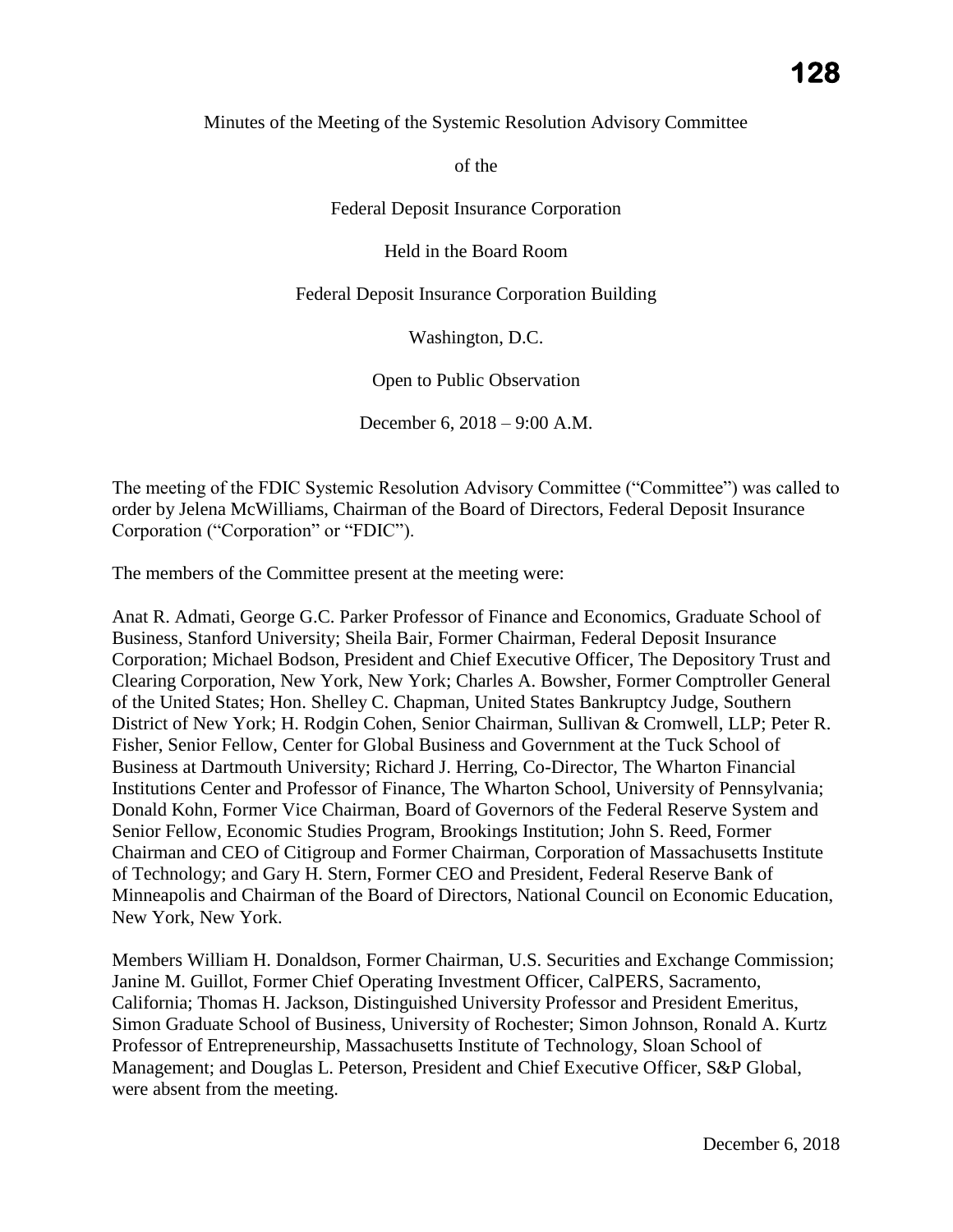Minutes of the Meeting of the Systemic Resolution Advisory Committee

of the

Federal Deposit Insurance Corporation

Held in the Board Room

Federal Deposit Insurance Corporation Building

Washington, D.C.

Open to Public Observation

December 6, 2018 – 9:00 A.M.

The meeting of the FDIC Systemic Resolution Advisory Committee ("Committee") was called to order by Jelena McWilliams, Chairman of the Board of Directors, Federal Deposit Insurance Corporation ("Corporation" or "FDIC").

The members of the Committee present at the meeting were:

Anat R. Admati, George G.C. Parker Professor of Finance and Economics, Graduate School of Business, Stanford University; Sheila Bair, Former Chairman, Federal Deposit Insurance Corporation; Michael Bodson, President and Chief Executive Officer, The Depository Trust and Clearing Corporation, New York, New York; Charles A. Bowsher, Former Comptroller General of the United States; Hon. Shelley C. Chapman, United States Bankruptcy Judge, Southern District of New York; H. Rodgin Cohen, Senior Chairman, Sullivan & Cromwell, LLP; Peter R. Fisher, Senior Fellow, Center for Global Business and Government at the Tuck School of Business at Dartmouth University; Richard J. Herring, Co-Director, The Wharton Financial Institutions Center and Professor of Finance, The Wharton School, University of Pennsylvania; Donald Kohn, Former Vice Chairman, Board of Governors of the Federal Reserve System and Senior Fellow, Economic Studies Program, Brookings Institution; John S. Reed, Former Chairman and CEO of Citigroup and Former Chairman, Corporation of Massachusetts Institute of Technology; and Gary H. Stern, Former CEO and President, Federal Reserve Bank of Minneapolis and Chairman of the Board of Directors, National Council on Economic Education, New York, New York.

Members William H. Donaldson, Former Chairman, U.S. Securities and Exchange Commission; Janine M. Guillot, Former Chief Operating Investment Officer, CalPERS, Sacramento, California; Thomas H. Jackson, Distinguished University Professor and President Emeritus, Simon Graduate School of Business, University of Rochester; Simon Johnson, Ronald A. Kurtz Professor of Entrepreneurship, Massachusetts Institute of Technology, Sloan School of Management; and Douglas L. Peterson, President and Chief Executive Officer, S&P Global, were absent from the meeting.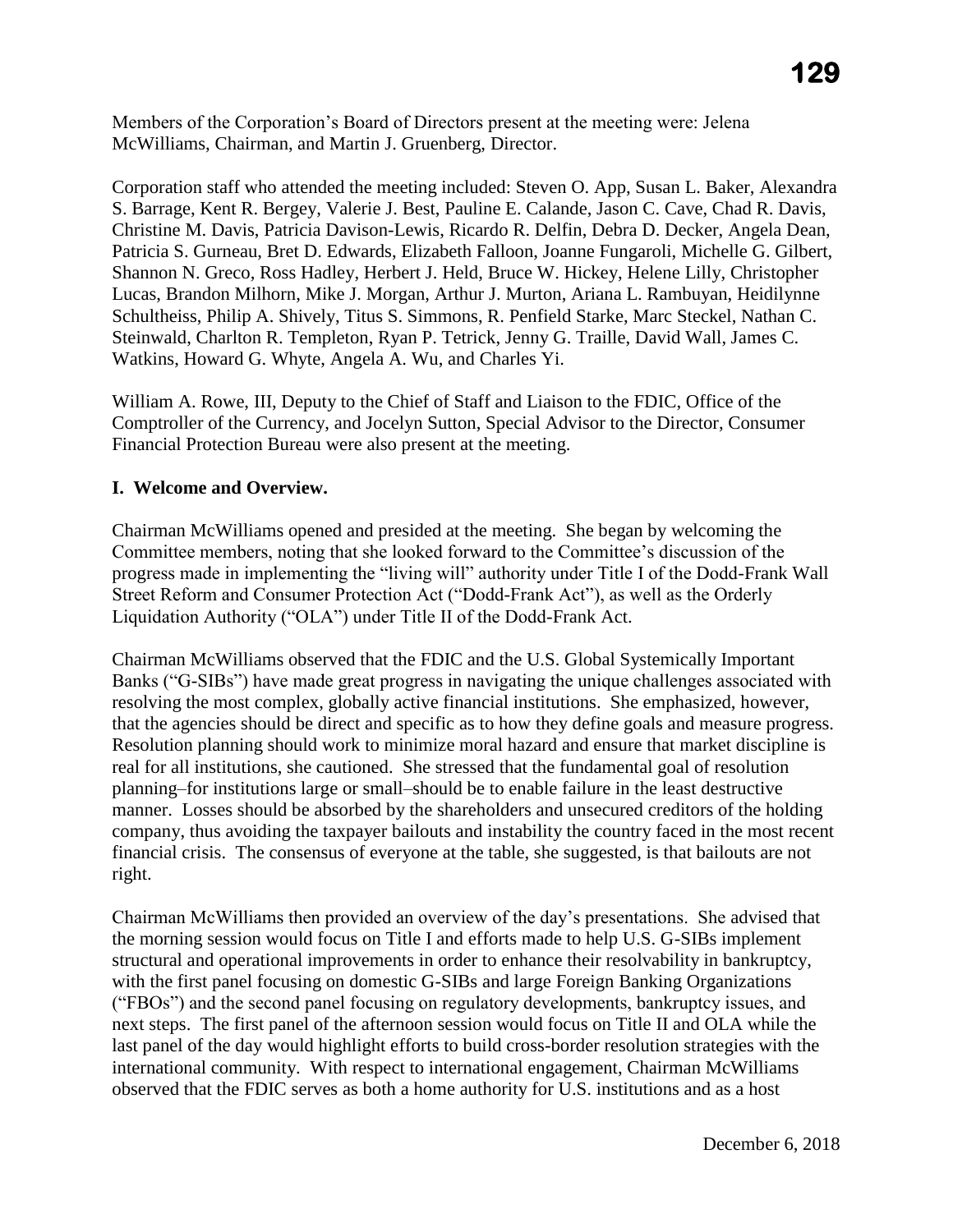Members of the Corporation's Board of Directors present at the meeting were: Jelena McWilliams, Chairman, and Martin J. Gruenberg, Director.

Corporation staff who attended the meeting included: Steven O. App, Susan L. Baker, Alexandra S. Barrage, Kent R. Bergey, Valerie J. Best, Pauline E. Calande, Jason C. Cave, Chad R. Davis, Christine M. Davis, Patricia Davison-Lewis, Ricardo R. Delfin, Debra D. Decker, Angela Dean, Patricia S. Gurneau, Bret D. Edwards, Elizabeth Falloon, Joanne Fungaroli, Michelle G. Gilbert, Shannon N. Greco, Ross Hadley, Herbert J. Held, Bruce W. Hickey, Helene Lilly, Christopher Lucas, Brandon Milhorn, Mike J. Morgan, Arthur J. Murton, Ariana L. Rambuyan, Heidilynne Schultheiss, Philip A. Shively, Titus S. Simmons, R. Penfield Starke, Marc Steckel, Nathan C. Steinwald, Charlton R. Templeton, Ryan P. Tetrick, Jenny G. Traille, David Wall, James C. Watkins, Howard G. Whyte, Angela A. Wu, and Charles Yi.

William A. Rowe, III, Deputy to the Chief of Staff and Liaison to the FDIC, Office of the Comptroller of the Currency, and Jocelyn Sutton, Special Advisor to the Director, Consumer Financial Protection Bureau were also present at the meeting.

**I. Welcome and Overview.**

Chairman McWilliams opened and presided at the meeting. She began by welcoming the Committee members, noting that she looked forward to the Committee's discussion of the progress made in implementing the "living will" authority under Title I of the Dodd-Frank Wall Street Reform and Consumer Protection Act ("Dodd-Frank Act"), as well as the Orderly Liquidation Authority ("OLA") under Title II of the Dodd-Frank Act.

Chairman McWilliams observed that the FDIC and the U.S. Global Systemically Important Banks ("G-SIBs") have made great progress in navigating the unique challenges associated with resolving the most complex, globally active financial institutions. She emphasized, however, that the agencies should be direct and specific as to how they define goals and measure progress. Resolution planning should work to minimize moral hazard and ensure that market discipline is real for all institutions, she cautioned. She stressed that the fundamental goal of resolution planning–for institutions large or small–should be to enable failure in the least destructive manner. Losses should be absorbed by the shareholders and unsecured creditors of the holding company, thus avoiding the taxpayer bailouts and instability the country faced in the most recent financial crisis. The consensus of everyone at the table, she suggested, is that bailouts are not right.

Chairman McWilliams then provided an overview of the day's presentations. She advised that the morning session would focus on Title I and efforts made to help U.S. G-SIBs implement structural and operational improvements in order to enhance their resolvability in bankruptcy, with the first panel focusing on domestic G-SIBs and large Foreign Banking Organizations ("FBOs") and the second panel focusing on regulatory developments, bankruptcy issues, and next steps. The first panel of the afternoon session would focus on Title II and OLA while the last panel of the day would highlight efforts to build cross-border resolution strategies with the international community. With respect to international engagement, Chairman McWilliams observed that the FDIC serves as both a home authority for U.S. institutions and as a host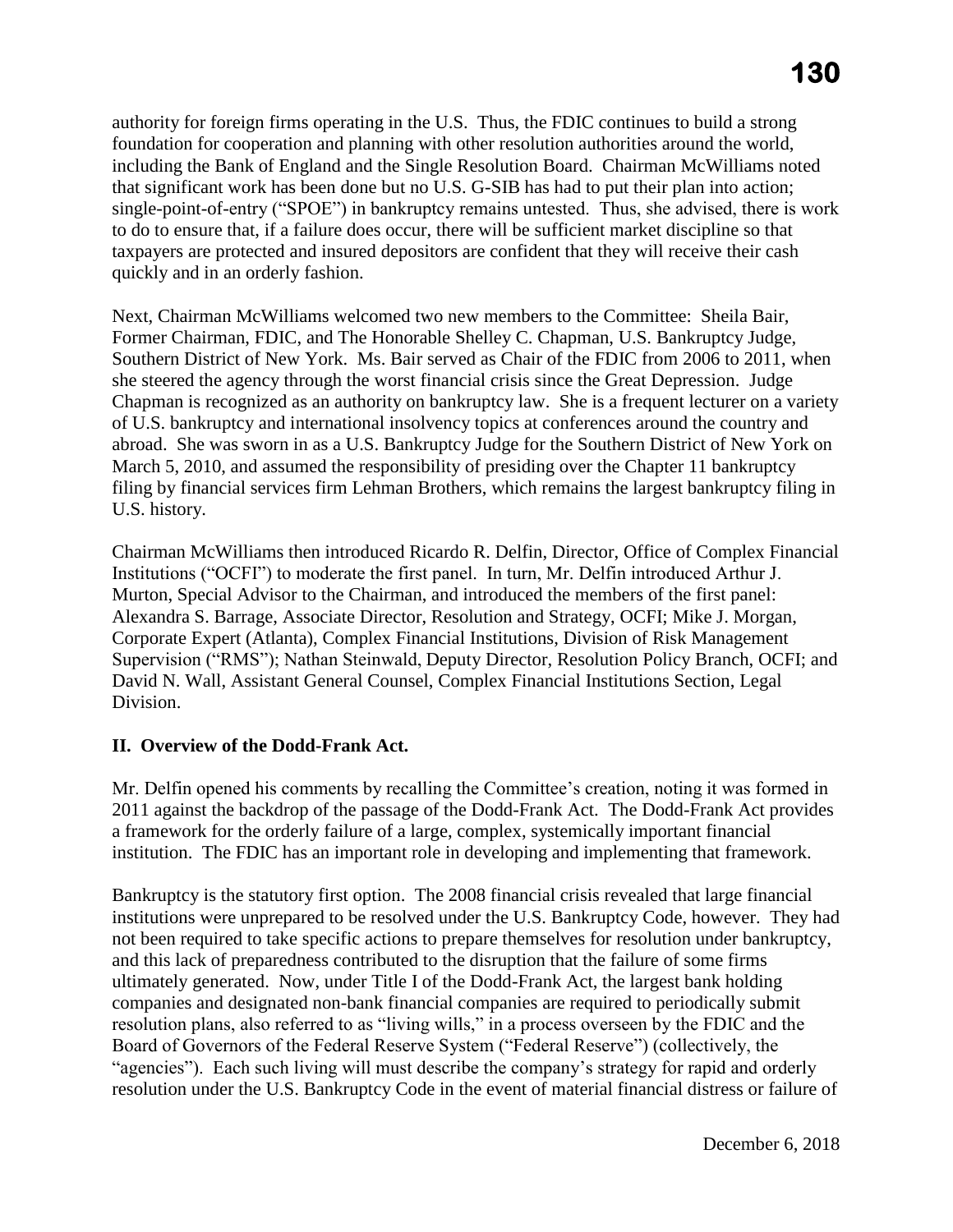authority for foreign firms operating in the U.S. Thus, the FDIC continues to build a strong foundation for cooperation and planning with other resolution authorities around the world, including the Bank of England and the Single Resolution Board. Chairman McWilliams noted that significant work has been done but no U.S. G-SIB has had to put their plan into action; single-point-of-entry ("SPOE") in bankruptcy remains untested. Thus, she advised, there is work to do to ensure that, if a failure does occur, there will be sufficient market discipline so that taxpayers are protected and insured depositors are confident that they will receive their cash quickly and in an orderly fashion.

Next, Chairman McWilliams welcomed two new members to the Committee: Sheila Bair, Former Chairman, FDIC, and The Honorable Shelley C. Chapman, U.S. Bankruptcy Judge, Southern District of New York. Ms. Bair served as Chair of the FDIC from 2006 to 2011, when she steered the agency through the worst financial crisis since the Great Depression. Judge Chapman is recognized as an authority on bankruptcy law. She is a frequent lecturer on a variety of U.S. bankruptcy and international insolvency topics at conferences around the country and abroad. She was sworn in as a U.S. Bankruptcy Judge for the Southern District of New York on March 5, 2010, and assumed the responsibility of presiding over the Chapter 11 bankruptcy filing by financial services firm Lehman Brothers, which remains the largest bankruptcy filing in U.S. history.

Chairman McWilliams then introduced Ricardo R. Delfin, Director, Office of Complex Financial Institutions ("OCFI") to moderate the first panel. In turn, Mr. Delfin introduced Arthur J. Murton, Special Advisor to the Chairman, and introduced the members of the first panel: Alexandra S. Barrage, Associate Director, Resolution and Strategy, OCFI; Mike J. Morgan, Corporate Expert (Atlanta), Complex Financial Institutions, Division of Risk Management Supervision ("RMS"); Nathan Steinwald, Deputy Director, Resolution Policy Branch, OCFI; and David N. Wall, Assistant General Counsel, Complex Financial Institutions Section, Legal Division.

## II. Overview of the Dodd-Frank Act.

Mr. Delfin opened his comments by recalling the Committee's creation, noting it was formed in 2011 against the backdrop of the passage of the Dodd-Frank Act. The Dodd-Frank Act provides a framework for the orderly failure of a large, complex, systemically important financial institution. The FDIC has an important role in developing and implementing that framework.

Bankruptcy is the statutory first option. The 2008 financial crisis revealed that large financial institutions were unprepared to be resolved under the U.S. Bankruptcy Code, however. They had not been required to take specific actions to prepare themselves for resolution under bankruptcy, and this lack of preparedness contributed to the disruption that the failure of some firms ultimately generated. Now, under Title I of the Dodd-Frank Act, the largest bank holding companies and designated non-bank financial companies are required to periodically submit resolution plans, also referred to as "living wills," in a process overseen by the FDIC and the Board of Governors of the Federal Reserve System ("Federal Reserve") (collectively, the "agencies"). Each such living will must describe the company's strategy for rapid and orderly resolution under the U.S. Bankruptcy Code in the event of material financial distress or failure of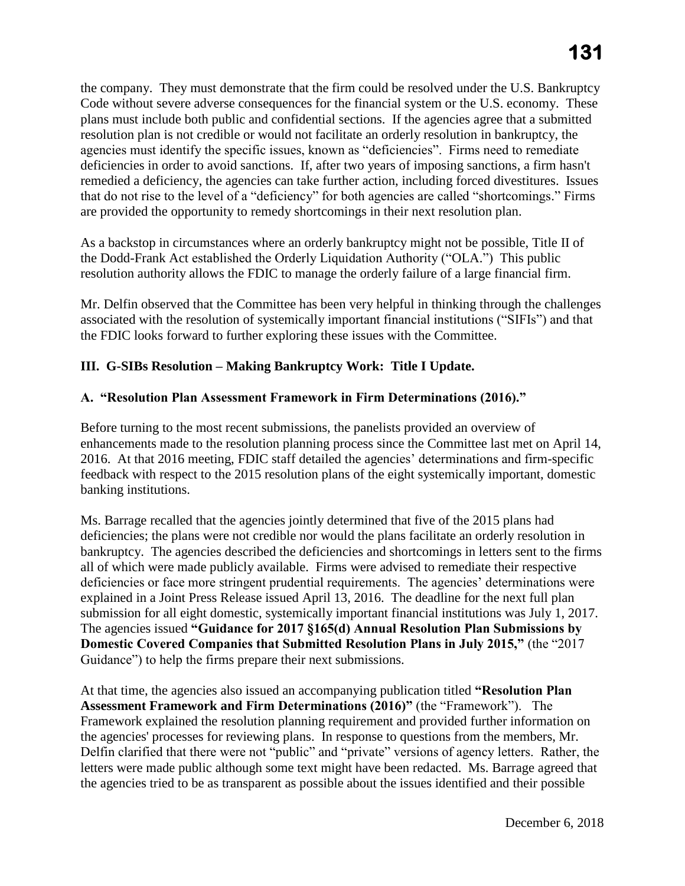the company. They must demonstrate that the firm could be resolved under the U.S. Bankruptcy Code without severe adverse consequences for the financial system or the U.S. economy. These plans must include both public and confidential sections. If the agencies agree that a submitted resolution plan is not credible or would not facilitate an orderly resolution in bankruptcy, the agencies must identify the specific issues, known as "deficiencies". Firms need to remediate deficiencies in order to avoid sanctions. If, after two years of imposing sanctions, a firm hasn't remedied a deficiency, the agencies can take further action, including forced divestitures. Issues that do not rise to the level of a "deficiency" for both agencies are called "shortcomings." Firms are provided the opportunity to remedy shortcomings in their next resolution plan.

As a backstop in circumstances where an orderly bankruptcy might not be possible, Title II of the Dodd-Frank Act established the Orderly Liquidation Authority ("OLA.") This public resolution authority allows the FDIC to manage the orderly failure of a large financial firm.

Mr. Delfin observed that the Committee has been very helpful in thinking through the challenges associated with the resolution of systemically important financial institutions ("SIFIs") and that the FDIC looks forward to further exploring these issues with the Committee.

## III. G-SIBs Resolution – Making Bankruptcy Work: Title I Update.

### A. "Resolution Plan Assessment Framework in Firm Determinations (2016)."

Before turning to the most recent submissions, the panelists provided an overview of enhancements made to the resolution planning process since the Committee last met on April 14, 2016. At that 2016 meeting, FDIC staff detailed the agencies' determinations and firm-specific feedback with respect to the 2015 resolution plans of the eight systemically important, domestic banking institutions.

Ms. Barrage recalled that the agencies jointly determined that five of the 2015 plans had deficiencies; the plans were not credible nor would the plans facilitate an orderly resolution in bankruptcy. The agencies described the deficiencies and shortcomings in letters sent to the firms all of which were made publicly available. Firms were advised to remediate their respective deficiencies or face more stringent prudential requirements. The agencies' determinations were explained in a Joint Press Release issued April 13, 2016. The deadline for the next full plan submission for all eight domestic, systemically important financial institutions was July 1, 2017. The agencies issued **"Guidance for 2017 §165(d) Annual Resolution Plan Submissions by Domestic Covered Companies that Submitted Resolution Plans in July 2015,"** (the "2017 Guidance") to help the firms prepare their next submissions.

At that time, the agencies also issued an accompanying publication titled **"Resolution Plan Assessment Framework and Firm Determinations (2016)"** (the "Framework"). The Framework explained the resolution planning requirement and provided further information on the agencies' processes for reviewing plans. In response to questions from the members, Mr. Delfin clarified that there were not "public" and "private" versions of agency letters. Rather, the letters were made public although some text might have been redacted. Ms. Barrage agreed that the agencies tried to be as transparent as possible about the issues identified and their possible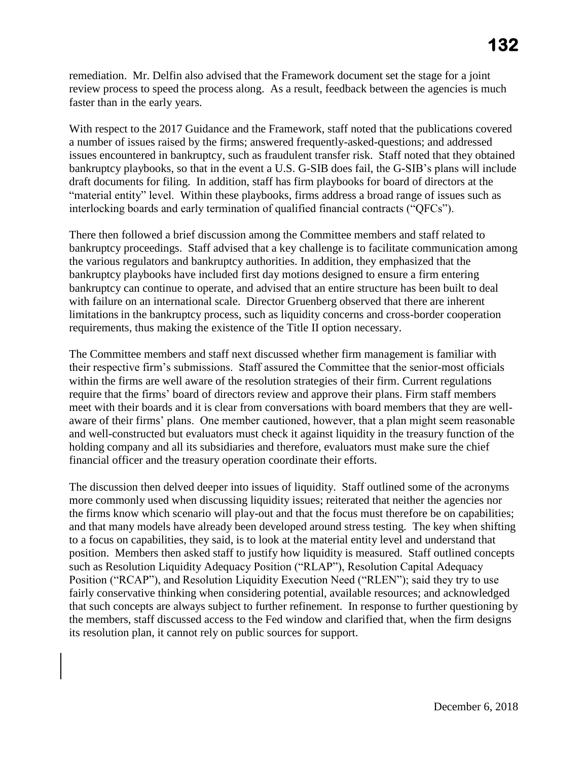remediation. Mr. Delfin also advised that the Framework document set the stage for a joint review process to speed the process along. As a result, feedback between the agencies is much faster than in the early years.

With respect to the 2017 Guidance and the Framework, staff noted that the publications covered a number of issues raised by the firms; answered frequently-asked-questions; and addressed issues encountered in bankruptcy, such as fraudulent transfer risk. Staff noted that they obtained bankruptcy playbooks, so that in the event a U.S. G-SIB does fail, the G-SIB's plans will include draft documents for filing. In addition, staff has firm playbooks for board of directors at the "material entity" level. Within these playbooks, firms address a broad range of issues such as interlocking boards and early termination of qualified financial contracts ("QFCs").

There then followed a brief discussion among the Committee members and staff related to bankruptcy proceedings. Staff advised that a key challenge is to facilitate communication among the various regulators and bankruptcy authorities. In addition, they emphasized that the bankruptcy playbooks have included first day motions designed to ensure a firm entering bankruptcy can continue to operate, and advised that an entire structure has been built to deal with failure on an international scale. Director Gruenberg observed that there are inherent limitations in the bankruptcy process, such as liquidity concerns and cross-border cooperation requirements, thus making the existence of the Title II option necessary.

The Committee members and staff next discussed whether firm management is familiar with their respective firm's submissions. Staff assured the Committee that the senior-most officials within the firms are well aware of the resolution strategies of their firm. Current regulations require that the firms' board of directors review and approve their plans. Firm staff members meet with their boards and it is clear from conversations with board members that they are well-aware of their firms' plans. One member cautioned, however, that a plan might seem reasonable and well-constructed but evaluators must check it against liquidity in the treasury function of the holding company and all its subsidiaries and therefore, evaluators must make sure the chief financial officer and the treasury operation coordinate their efforts.

The discussion then delved deeper into issues of liquidity. Staff outlined some of the acronyms more commonly used when discussing liquidity issues; reiterated that neither the agencies nor the firms know which scenario will play-out and that the focus must therefore be on capabilities; and that many models have already been developed around stress testing. The key when shifting to a focus on capabilities, they said, is to look at the material entity level and understand that position. Members then asked staff to justify how liquidity is measured. Staff outlined concepts such as Resolution Liquidity Adequacy Position ("RLAP"), Resolution Capital Adequacy Position ("RCAP"), and Resolution Liquidity Execution Need ("RLEN"); said they try to use fairly conservative thinking when considering potential, available resources; and acknowledged that such concepts are always subject to further refinement. In response to further questioning by the members, staff discussed access to the Fed window and clarified that, when the firm designs its resolution plan, it cannot rely on public sources for support.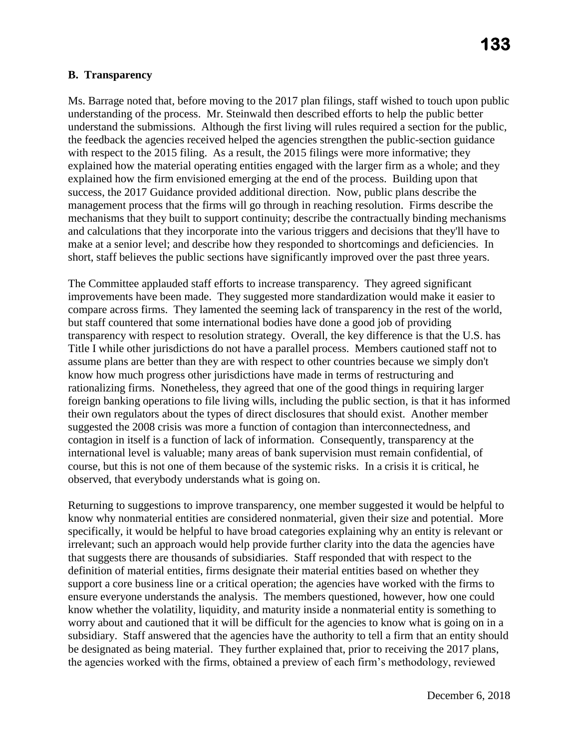## B. Transparency

Ms. Barrage noted that, before moving to the 2017 plan filings, staff wished to touch upon public understanding of the process. Mr. Steinwald then described efforts to help the public better understand the submissions. Although the first living will rules required a section for the public, the feedback the agencies received helped the agencies strengthen the public-section guidance with respect to the 2015 filing. As a result, the 2015 filings were more informative; they explained how the material operating entities engaged with the larger firm as a whole; and they explained how the firm envisioned emerging at the end of the process. Building upon that success, the 2017 Guidance provided additional direction. Now, public plans describe the management process that the firms will go through in reaching resolution. Firms describe the mechanisms that they built to support continuity; describe the contractually binding mechanisms and calculations that they incorporate into the various triggers and decisions that they'll have to make at a senior level; and describe how they responded to shortcomings and deficiencies. In short, staff believes the public sections have significantly improved over the past three years.

The Committee applauded staff efforts to increase transparency. They agreed significant improvements have been made. They suggested more standardization would make it easier to compare across firms. They lamented the seeming lack of transparency in the rest of the world, but staff countered that some international bodies have done a good job of providing transparency with respect to resolution strategy. Overall, the key difference is that the U.S. has Title I while other jurisdictions do not have a parallel process. Members cautioned staff not to assume plans are better than they are with respect to other countries because we simply don't know how much progress other jurisdictions have made in terms of restructuring and rationalizing firms. Nonetheless, they agreed that one of the good things in requiring larger foreign banking operations to file living wills, including the public section, is that it has informed their own regulators about the types of direct disclosures that should exist. Another member suggested the 2008 crisis was more a function of contagion than interconnectedness, and contagion in itself is a function of lack of information. Consequently, transparency at the international level is valuable; many areas of bank supervision must remain confidential, of course, but this is not one of them because of the systemic risks. In a crisis it is critical, he observed, that everybody understands what is going on.

Returning to suggestions to improve transparency, one member suggested it would be helpful to know why nonmaterial entities are considered nonmaterial, given their size and potential. More specifically, it would be helpful to have broad categories explaining why an entity is relevant or irrelevant; such an approach would help provide further clarity into the data the agencies have that suggests there are thousands of subsidiaries. Staff responded that with respect to the definition of material entities, firms designate their material entities based on whether they support a core business line or a critical operation; the agencies have worked with the firms to ensure everyone understands the analysis. The members questioned, however, how one could know whether the volatility, liquidity, and maturity inside a nonmaterial entity is something to worry about and cautioned that it will be difficult for the agencies to know what is going on in a subsidiary. Staff answered that the agencies have the authority to tell a firm that an entity should be designated as being material. They further explained that, prior to receiving the 2017 plans, the agencies worked with the firms, obtained a preview of each firm's methodology, reviewed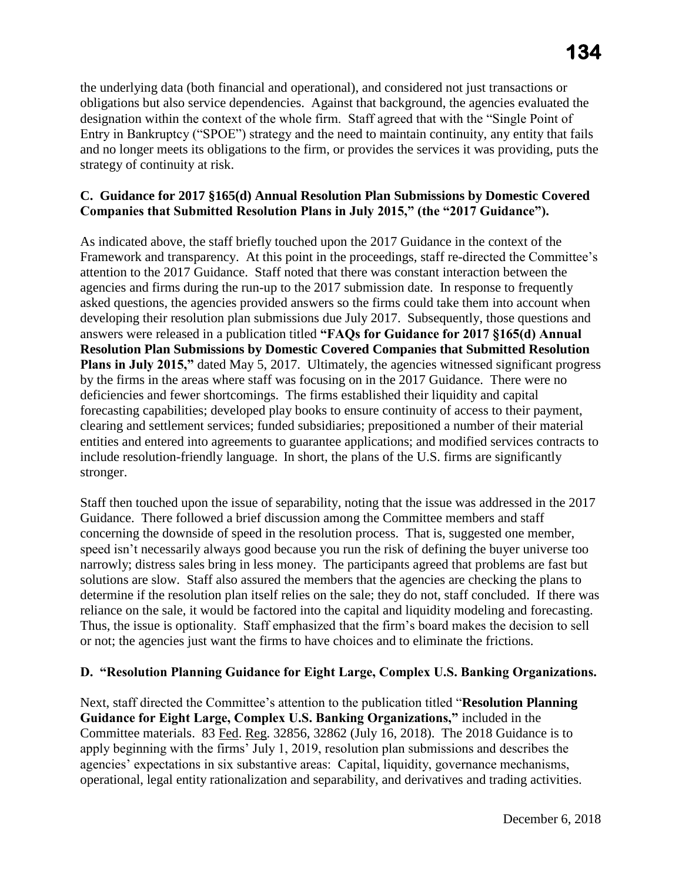the underlying data (both financial and operational), and considered not just transactions or obligations but also service dependencies. Against that background, the agencies evaluated the designation within the context of the whole firm. Staff agreed that with the "Single Point of Entry in Bankruptcy ("SPOE") strategy and the need to maintain continuity, any entity that fails and no longer meets its obligations to the firm, or provides the services it was providing, puts the strategy of continuity at risk.

**C. Guidance for 2017 §165(d) Annual Resolution Plan Submissions by Domestic Covered Companies that Submitted Resolution Plans in July 2015," (the "2017 Guidance").**

As indicated above, the staff briefly touched upon the 2017 Guidance in the context of the Framework and transparency. At this point in the proceedings, staff re-directed the Committee's attention to the 2017 Guidance. Staff noted that there was constant interaction between the agencies and firms during the run-up to the 2017 submission date. In response to frequently asked questions, the agencies provided answers so the firms could take them into account when developing their resolution plan submissions due July 2017. Subsequently, those questions and answers were released in a publication titled **"FAQs for Guidance for 2017 §165(d) Annual Resolution Plan Submissions by Domestic Covered Companies that Submitted Resolution Plans in July 2015,"** dated May 5, 2017. Ultimately, the agencies witnessed significant progress by the firms in the areas where staff was focusing on in the 2017 Guidance. There were no deficiencies and fewer shortcomings. The firms established their liquidity and capital forecasting capabilities; developed play books to ensure continuity of access to their payment, clearing and settlement services; funded subsidiaries; prepositioned a number of their material entities and entered into agreements to guarantee applications; and modified services contracts to include resolution-friendly language. In short, the plans of the U.S. firms are significantly stronger.

Staff then touched upon the issue of separability, noting that the issue was addressed in the 2017 Guidance. There followed a brief discussion among the Committee members and staff concerning the downside of speed in the resolution process. That is, suggested one member, speed isn't necessarily always good because you run the risk of defining the buyer universe too narrowly; distress sales bring in less money. The participants agreed that problems are fast but solutions are slow. Staff also assured the members that the agencies are checking the plans to determine if the resolution plan itself relies on the sale; they do not, staff concluded. If there was reliance on the sale, it would be factored into the capital and liquidity modeling and forecasting. Thus, the issue is optionality. Staff emphasized that the firm's board makes the decision to sell or not; the agencies just want the firms to have choices and to eliminate the frictions.

**D. "Resolution Planning Guidance for Eight Large, Complex U.S. Banking Organizations.**

Next, staff directed the Committee's attention to the publication titled "**Resolution Planning Guidance for Eight Large, Complex U.S. Banking Organizations,"** included in the Committee materials. 83 Fed. Reg. 32856, 32862 (July 16, 2018). The 2018 Guidance is to apply beginning with the firms' July 1, 2019, resolution plan submissions and describes the agencies' expectations in six substantive areas: Capital, liquidity, governance mechanisms, operational, legal entity rationalization and separability, and derivatives and trading activities.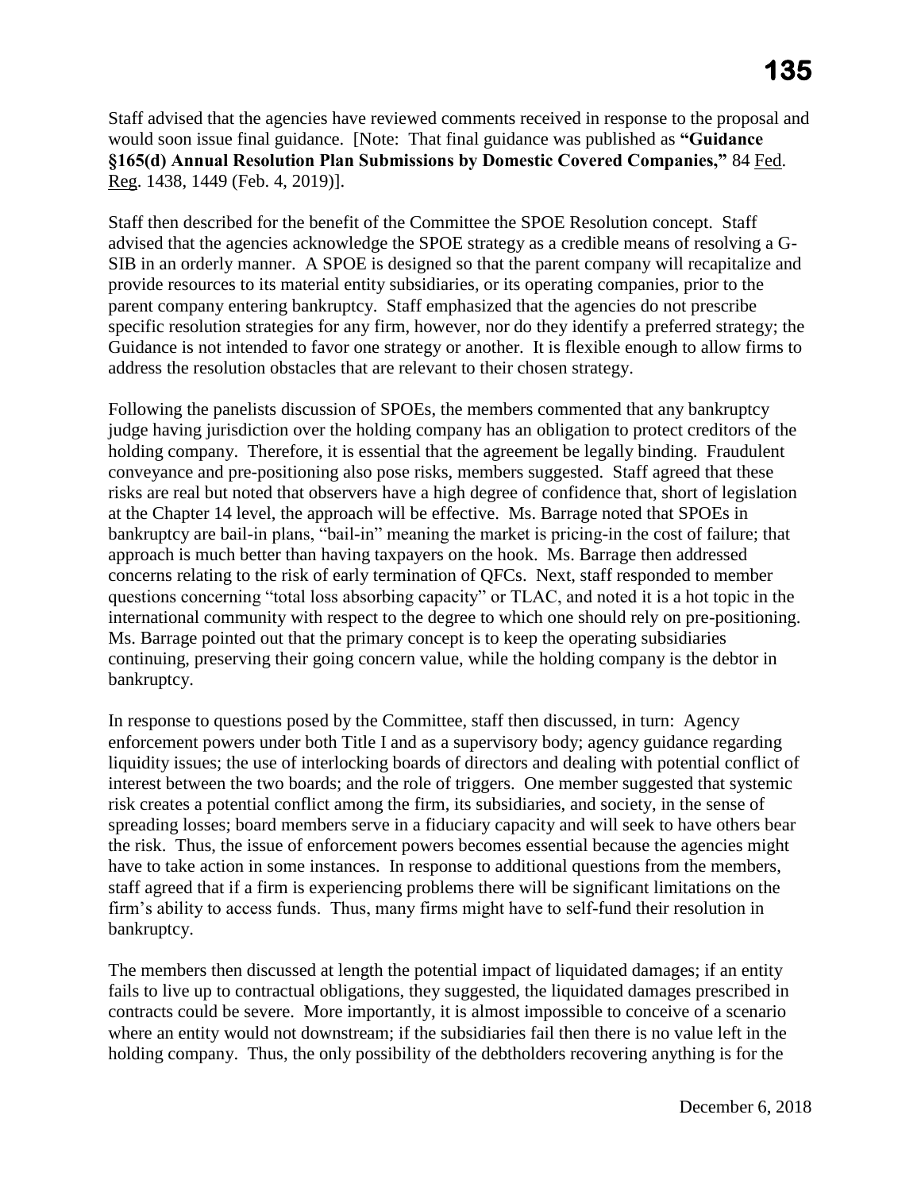Staff advised that the agencies have reviewed comments received in response to the proposal and would soon issue final guidance. [Note: That final guidance was published as **"Guidance §165(d) Annual Resolution Plan Submissions by Domestic Covered Companies,"** 84 Fed. Reg. 1438, 1449 (Feb. 4, 2019)].

Staff then described for the benefit of the Committee the SPOE Resolution concept. Staff advised that the agencies acknowledge the SPOE strategy as a credible means of resolving a G-SIB in an orderly manner. A SPOE is designed so that the parent company will recapitalize and provide resources to its material entity subsidiaries, or its operating companies, prior to the parent company entering bankruptcy. Staff emphasized that the agencies do not prescribe specific resolution strategies for any firm, however, nor do they identify a preferred strategy; the Guidance is not intended to favor one strategy or another. It is flexible enough to allow firms to address the resolution obstacles that are relevant to their chosen strategy.

Following the panelists discussion of SPOEs, the members commented that any bankruptcy judge having jurisdiction over the holding company has an obligation to protect creditors of the holding company. Therefore, it is essential that the agreement be legally binding. Fraudulent conveyance and pre-positioning also pose risks, members suggested. Staff agreed that these risks are real but noted that observers have a high degree of confidence that, short of legislation at the Chapter 14 level, the approach will be effective. Ms. Barrage noted that SPOEs in bankruptcy are bail-in plans, "bail-in" meaning the market is pricing-in the cost of failure; that approach is much better than having taxpayers on the hook. Ms. Barrage then addressed concerns relating to the risk of early termination of QFCs. Next, staff responded to member questions concerning "total loss absorbing capacity" or TLAC, and noted it is a hot topic in the international community with respect to the degree to which one should rely on pre-positioning. Ms. Barrage pointed out that the primary concept is to keep the operating subsidiaries continuing, preserving their going concern value, while the holding company is the debtor in bankruptcy.

In response to questions posed by the Committee, staff then discussed, in turn: Agency enforcement powers under both Title I and as a supervisory body; agency guidance regarding liquidity issues; the use of interlocking boards of directors and dealing with potential conflict of interest between the two boards; and the role of triggers. One member suggested that systemic risk creates a potential conflict among the firm, its subsidiaries, and society, in the sense of spreading losses; board members serve in a fiduciary capacity and will seek to have others bear the risk. Thus, the issue of enforcement powers becomes essential because the agencies might have to take action in some instances. In response to additional questions from the members, staff agreed that if a firm is experiencing problems there will be significant limitations on the firm's ability to access funds. Thus, many firms might have to self-fund their resolution in bankruptcy.

The members then discussed at length the potential impact of liquidated damages; if an entity fails to live up to contractual obligations, they suggested, the liquidated damages prescribed in contracts could be severe. More importantly, it is almost impossible to conceive of a scenario where an entity would not downstream; if the subsidiaries fail then there is no value left in the holding company. Thus, the only possibility of the debtholders recovering anything is for the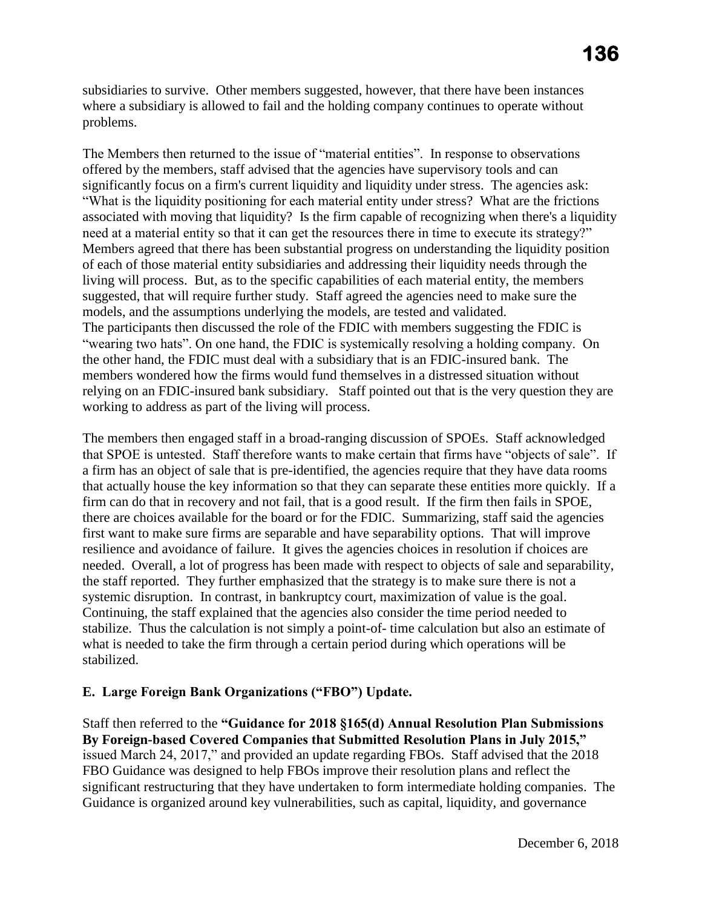subsidiaries to survive. Other members suggested, however, that there have been instances where a subsidiary is allowed to fail and the holding company continues to operate without problems.

The Members then returned to the issue of "material entities". In response to observations offered by the members, staff advised that the agencies have supervisory tools and can significantly focus on a firm's current liquidity and liquidity under stress. The agencies ask: "What is the liquidity positioning for each material entity under stress? What are the frictions associated with moving that liquidity? Is the firm capable of recognizing when there's a liquidity need at a material entity so that it can get the resources there in time to execute its strategy?" Members agreed that there has been substantial progress on understanding the liquidity position of each of those material entity subsidiaries and addressing their liquidity needs through the living will process. But, as to the specific capabilities of each material entity, the members suggested, that will require further study. Staff agreed the agencies need to make sure the models, and the assumptions underlying the models, are tested and validated.
The participants then discussed the role of the FDIC with members suggesting the FDIC is "wearing two hats". On one hand, the FDIC is systemically resolving a holding company. On the other hand, the FDIC must deal with a subsidiary that is an FDIC-insured bank. The members wondered how the firms would fund themselves in a distressed situation without relying on an FDIC-insured bank subsidiary. Staff pointed out that is the very question they are working to address as part of the living will process.

The members then engaged staff in a broad-ranging discussion of SPOEs. Staff acknowledged that SPOE is untested. Staff therefore wants to make certain that firms have "objects of sale". If a firm has an object of sale that is pre-identified, the agencies require that they have data rooms that actually house the key information so that they can separate these entities more quickly. If a firm can do that in recovery and not fail, that is a good result. If the firm then fails in SPOE, there are choices available for the board or for the FDIC. Summarizing, staff said the agencies first want to make sure firms are separable and have separability options. That will improve resilience and avoidance of failure. It gives the agencies choices in resolution if choices are needed. Overall, a lot of progress has been made with respect to objects of sale and separability, the staff reported. They further emphasized that the strategy is to make sure there is not a systemic disruption. In contrast, in bankruptcy court, maximization of value is the goal. Continuing, the staff explained that the agencies also consider the time period needed to stabilize. Thus the calculation is not simply a point-of- time calculation but also an estimate of what is needed to take the firm through a certain period during which operations will be stabilized.

### E. Large Foreign Bank Organizations ("FBO") Update.

Staff then referred to the **"Guidance for 2018 §165(d) Annual Resolution Plan Submissions By Foreign-based Covered Companies that Submitted Resolution Plans in July 2015,"** issued March 24, 2017," and provided an update regarding FBOs. Staff advised that the 2018 FBO Guidance was designed to help FBOs improve their resolution plans and reflect the significant restructuring that they have undertaken to form intermediate holding companies. The Guidance is organized around key vulnerabilities, such as capital, liquidity, and governance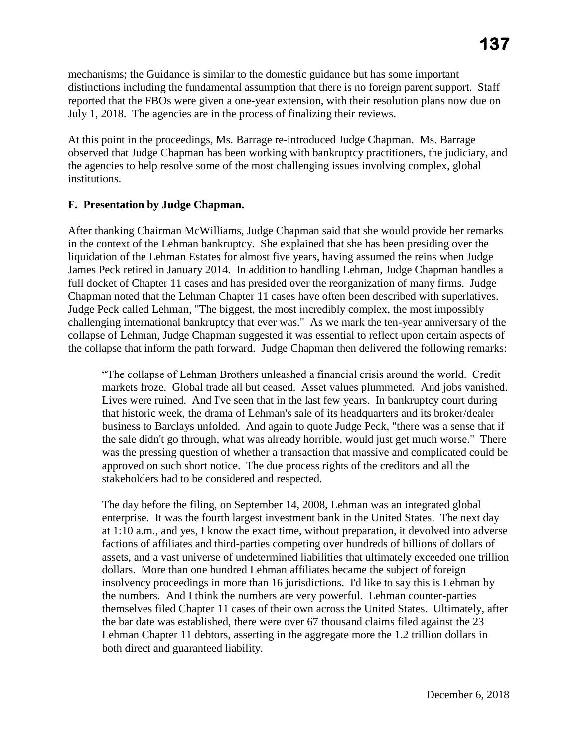mechanisms; the Guidance is similar to the domestic guidance but has some important distinctions including the fundamental assumption that there is no foreign parent support. Staff reported that the FBOs were given a one-year extension, with their resolution plans now due on July 1, 2018. The agencies are in the process of finalizing their reviews.

At this point in the proceedings, Ms. Barrage re-introduced Judge Chapman. Ms. Barrage observed that Judge Chapman has been working with bankruptcy practitioners, the judiciary, and the agencies to help resolve some of the most challenging issues involving complex, global institutions.

**F. Presentation by Judge Chapman.**

After thanking Chairman McWilliams, Judge Chapman said that she would provide her remarks in the context of the Lehman bankruptcy. She explained that she has been presiding over the liquidation of the Lehman Estates for almost five years, having assumed the reins when Judge James Peck retired in January 2014. In addition to handling Lehman, Judge Chapman handles a full docket of Chapter 11 cases and has presided over the reorganization of many firms. Judge Chapman noted that the Lehman Chapter 11 cases have often been described with superlatives. Judge Peck called Lehman, "The biggest, the most incredibly complex, the most impossibly challenging international bankruptcy that ever was." As we mark the ten-year anniversary of the collapse of Lehman, Judge Chapman suggested it was essential to reflect upon certain aspects of the collapse that inform the path forward. Judge Chapman then delivered the following remarks:

> "The collapse of Lehman Brothers unleashed a financial crisis around the world. Credit markets froze. Global trade all but ceased. Asset values plummeted. And jobs vanished. Lives were ruined. And I've seen that in the last few years. In bankruptcy court during that historic week, the drama of Lehman's sale of its headquarters and its broker/dealer business to Barclays unfolded. And again to quote Judge Peck, "there was a sense that if the sale didn't go through, what was already horrible, would just get much worse." There was the pressing question of whether a transaction that massive and complicated could be approved on such short notice. The due process rights of the creditors and all the stakeholders had to be considered and respected.
>
> The day before the filing, on September 14, 2008, Lehman was an integrated global enterprise. It was the fourth largest investment bank in the United States. The next day at 1:10 a.m., and yes, I know the exact time, without preparation, it devolved into adverse factions of affiliates and third-parties competing over hundreds of billions of dollars of assets, and a vast universe of undetermined liabilities that ultimately exceeded one trillion dollars. More than one hundred Lehman affiliates became the subject of foreign insolvency proceedings in more than 16 jurisdictions. I'd like to say this is Lehman by the numbers. And I think the numbers are very powerful. Lehman counter-parties themselves filed Chapter 11 cases of their own across the United States. Ultimately, after the bar date was established, there were over 67 thousand claims filed against the 23 Lehman Chapter 11 debtors, asserting in the aggregate more the 1.2 trillion dollars in both direct and guaranteed liability.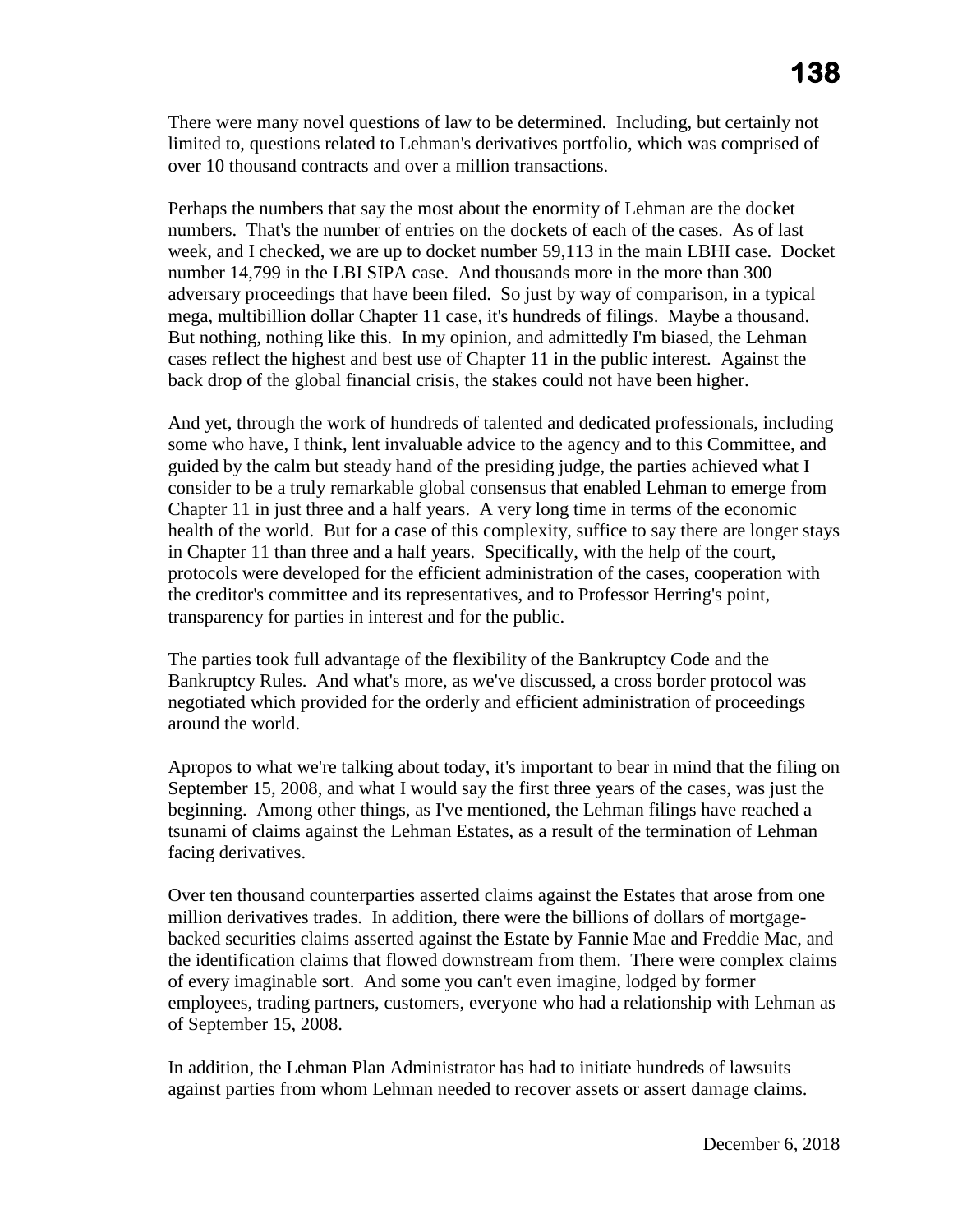There were many novel questions of law to be determined. Including, but certainly not limited to, questions related to Lehman's derivatives portfolio, which was comprised of over 10 thousand contracts and over a million transactions.

Perhaps the numbers that say the most about the enormity of Lehman are the docket numbers. That's the number of entries on the dockets of each of the cases. As of last week, and I checked, we are up to docket number 59,113 in the main LBHI case. Docket number 14,799 in the LBI SIPA case. And thousands more in the more than 300 adversary proceedings that have been filed. So just by way of comparison, in a typical mega, multibillion dollar Chapter 11 case, it's hundreds of filings. Maybe a thousand. But nothing, nothing like this. In my opinion, and admittedly I'm biased, the Lehman cases reflect the highest and best use of Chapter 11 in the public interest. Against the back drop of the global financial crisis, the stakes could not have been higher.

And yet, through the work of hundreds of talented and dedicated professionals, including some who have, I think, lent invaluable advice to the agency and to this Committee, and guided by the calm but steady hand of the presiding judge, the parties achieved what I consider to be a truly remarkable global consensus that enabled Lehman to emerge from Chapter 11 in just three and a half years. A very long time in terms of the economic health of the world. But for a case of this complexity, suffice to say there are longer stays in Chapter 11 than three and a half years. Specifically, with the help of the court, protocols were developed for the efficient administration of the cases, cooperation with the creditor's committee and its representatives, and to Professor Herring's point, transparency for parties in interest and for the public.

The parties took full advantage of the flexibility of the Bankruptcy Code and the Bankruptcy Rules. And what's more, as we've discussed, a cross border protocol was negotiated which provided for the orderly and efficient administration of proceedings around the world.

Apropos to what we're talking about today, it's important to bear in mind that the filing on September 15, 2008, and what I would say the first three years of the cases, was just the beginning. Among other things, as I've mentioned, the Lehman filings have reached a tsunami of claims against the Lehman Estates, as a result of the termination of Lehman facing derivatives.

Over ten thousand counterparties asserted claims against the Estates that arose from one million derivatives trades. In addition, there were the billions of dollars of mortgage-backed securities claims asserted against the Estate by Fannie Mae and Freddie Mac, and the identification claims that flowed downstream from them. There were complex claims of every imaginable sort. And some you can't even imagine, lodged by former employees, trading partners, customers, everyone who had a relationship with Lehman as of September 15, 2008.

In addition, the Lehman Plan Administrator has had to initiate hundreds of lawsuits against parties from whom Lehman needed to recover assets or assert damage claims.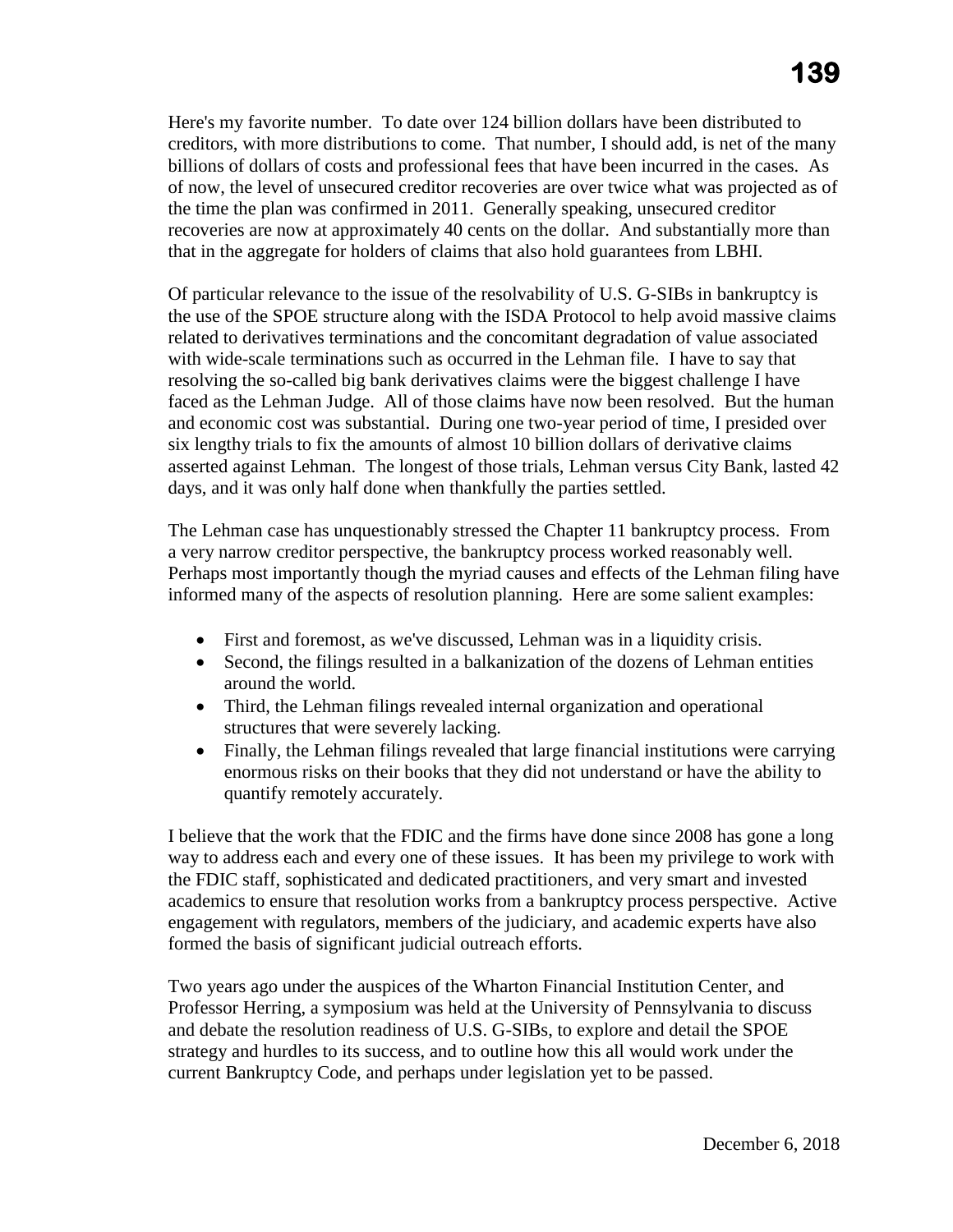Here's my favorite number. To date over 124 billion dollars have been distributed to creditors, with more distributions to come. That number, I should add, is net of the many billions of dollars of costs and professional fees that have been incurred in the cases. As of now, the level of unsecured creditor recoveries are over twice what was projected as of the time the plan was confirmed in 2011. Generally speaking, unsecured creditor recoveries are now at approximately 40 cents on the dollar. And substantially more than that in the aggregate for holders of claims that also hold guarantees from LBHI.

Of particular relevance to the issue of the resolvability of U.S. G-SIBs in bankruptcy is the use of the SPOE structure along with the ISDA Protocol to help avoid massive claims related to derivatives terminations and the concomitant degradation of value associated with wide-scale terminations such as occurred in the Lehman file. I have to say that resolving the so-called big bank derivatives claims were the biggest challenge I have faced as the Lehman Judge. All of those claims have now been resolved. But the human and economic cost was substantial. During one two-year period of time, I presided over six lengthy trials to fix the amounts of almost 10 billion dollars of derivative claims asserted against Lehman. The longest of those trials, Lehman versus City Bank, lasted 42 days, and it was only half done when thankfully the parties settled.

The Lehman case has unquestionably stressed the Chapter 11 bankruptcy process. From a very narrow creditor perspective, the bankruptcy process worked reasonably well. Perhaps most importantly though the myriad causes and effects of the Lehman filing have informed many of the aspects of resolution planning. Here are some salient examples:

- First and foremost, as we've discussed, Lehman was in a liquidity crisis.
- Second, the filings resulted in a balkanization of the dozens of Lehman entities around the world.
- Third, the Lehman filings revealed internal organization and operational structures that were severely lacking.
- Finally, the Lehman filings revealed that large financial institutions were carrying enormous risks on their books that they did not understand or have the ability to quantify remotely accurately.

I believe that the work that the FDIC and the firms have done since 2008 has gone a long way to address each and every one of these issues. It has been my privilege to work with the FDIC staff, sophisticated and dedicated practitioners, and very smart and invested academics to ensure that resolution works from a bankruptcy process perspective. Active engagement with regulators, members of the judiciary, and academic experts have also formed the basis of significant judicial outreach efforts.

Two years ago under the auspices of the Wharton Financial Institution Center, and Professor Herring, a symposium was held at the University of Pennsylvania to discuss and debate the resolution readiness of U.S. G-SIBs, to explore and detail the SPOE strategy and hurdles to its success, and to outline how this all would work under the current Bankruptcy Code, and perhaps under legislation yet to be passed.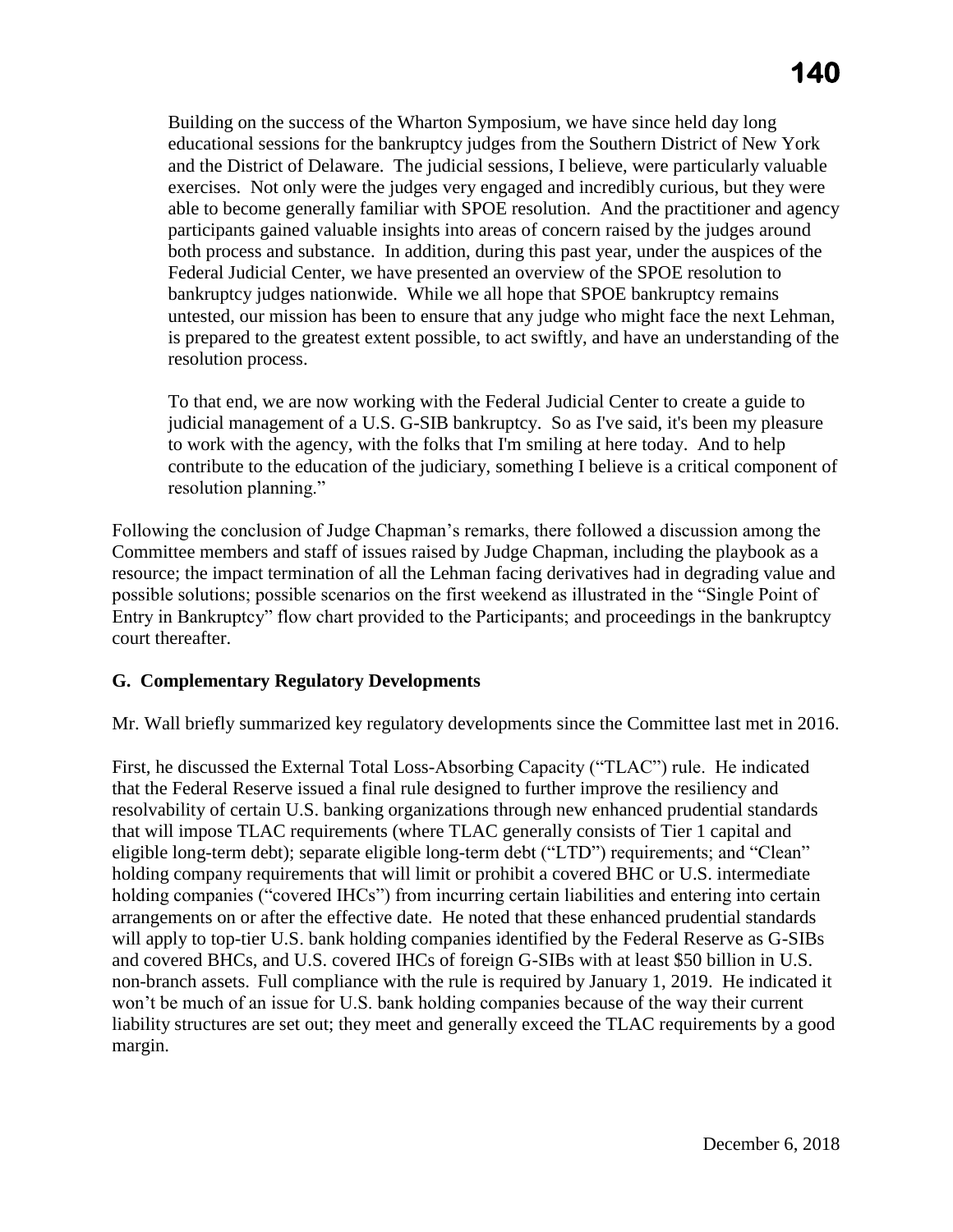Building on the success of the Wharton Symposium, we have since held day long educational sessions for the bankruptcy judges from the Southern District of New York and the District of Delaware. The judicial sessions, I believe, were particularly valuable exercises. Not only were the judges very engaged and incredibly curious, but they were able to become generally familiar with SPOE resolution. And the practitioner and agency participants gained valuable insights into areas of concern raised by the judges around both process and substance. In addition, during this past year, under the auspices of the Federal Judicial Center, we have presented an overview of the SPOE resolution to bankruptcy judges nationwide. While we all hope that SPOE bankruptcy remains untested, our mission has been to ensure that any judge who might face the next Lehman, is prepared to the greatest extent possible, to act swiftly, and have an understanding of the resolution process.

> To that end, we are now working with the Federal Judicial Center to create a guide to judicial management of a U.S. G-SIB bankruptcy. So as I've said, it's been my pleasure to work with the agency, with the folks that I'm smiling at here today. And to help contribute to the education of the judiciary, something I believe is a critical component of resolution planning."

Following the conclusion of Judge Chapman's remarks, there followed a discussion among the Committee members and staff of issues raised by Judge Chapman, including the playbook as a resource; the impact termination of all the Lehman facing derivatives had in degrading value and possible solutions; possible scenarios on the first weekend as illustrated in the "Single Point of Entry in Bankruptcy" flow chart provided to the Participants; and proceedings in the bankruptcy court thereafter.

**G. Complementary Regulatory Developments**

Mr. Wall briefly summarized key regulatory developments since the Committee last met in 2016.

First, he discussed the External Total Loss-Absorbing Capacity ("TLAC") rule. He indicated that the Federal Reserve issued a final rule designed to further improve the resiliency and resolvability of certain U.S. banking organizations through new enhanced prudential standards that will impose TLAC requirements (where TLAC generally consists of Tier 1 capital and eligible long-term debt); separate eligible long-term debt ("LTD") requirements; and "Clean" holding company requirements that will limit or prohibit a covered BHC or U.S. intermediate holding companies ("covered IHCs") from incurring certain liabilities and entering into certain arrangements on or after the effective date. He noted that these enhanced prudential standards will apply to top-tier U.S. bank holding companies identified by the Federal Reserve as G-SIBs and covered BHCs, and U.S. covered IHCs of foreign G-SIBs with at least $50 billion in U.S. non-branch assets. Full compliance with the rule is required by January 1, 2019. He indicated it won't be much of an issue for U.S. bank holding companies because of the way their current liability structures are set out; they meet and generally exceed the TLAC requirements by a good margin.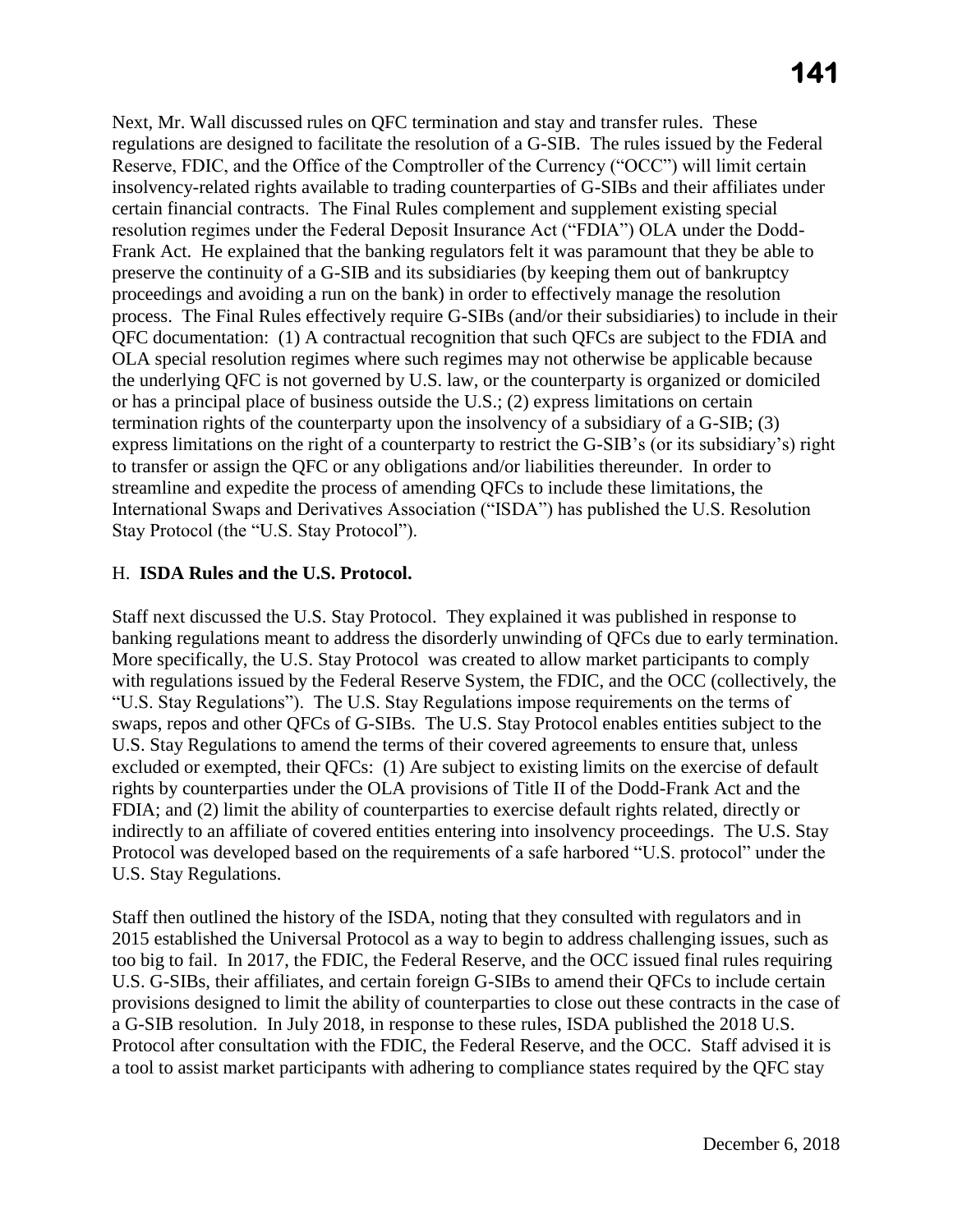Next, Mr. Wall discussed rules on QFC termination and stay and transfer rules. These regulations are designed to facilitate the resolution of a G-SIB. The rules issued by the Federal Reserve, FDIC, and the Office of the Comptroller of the Currency ("OCC") will limit certain insolvency-related rights available to trading counterparties of G-SIBs and their affiliates under certain financial contracts. The Final Rules complement and supplement existing special resolution regimes under the Federal Deposit Insurance Act ("FDIA") OLA under the Dodd-Frank Act. He explained that the banking regulators felt it was paramount that they be able to preserve the continuity of a G-SIB and its subsidiaries (by keeping them out of bankruptcy proceedings and avoiding a run on the bank) in order to effectively manage the resolution process. The Final Rules effectively require G-SIBs (and/or their subsidiaries) to include in their QFC documentation: (1) A contractual recognition that such QFCs are subject to the FDIA and OLA special resolution regimes where such regimes may not otherwise be applicable because the underlying QFC is not governed by U.S. law, or the counterparty is organized or domiciled or has a principal place of business outside the U.S.; (2) express limitations on certain termination rights of the counterparty upon the insolvency of a subsidiary of a G-SIB; (3) express limitations on the right of a counterparty to restrict the G-SIB's (or its subsidiary's) right to transfer or assign the QFC or any obligations and/or liabilities thereunder. In order to streamline and expedite the process of amending QFCs to include these limitations, the International Swaps and Derivatives Association ("ISDA") has published the U.S. Resolution Stay Protocol (the "U.S. Stay Protocol").

## H. **ISDA Rules and the U.S. Protocol.**

Staff next discussed the U.S. Stay Protocol. They explained it was published in response to banking regulations meant to address the disorderly unwinding of QFCs due to early termination. More specifically, the U.S. Stay Protocol was created to allow market participants to comply with regulations issued by the Federal Reserve System, the FDIC, and the OCC (collectively, the "U.S. Stay Regulations"). The U.S. Stay Regulations impose requirements on the terms of swaps, repos and other QFCs of G-SIBs. The U.S. Stay Protocol enables entities subject to the U.S. Stay Regulations to amend the terms of their covered agreements to ensure that, unless excluded or exempted, their QFCs: (1) Are subject to existing limits on the exercise of default rights by counterparties under the OLA provisions of Title II of the Dodd-Frank Act and the FDIA; and (2) limit the ability of counterparties to exercise default rights related, directly or indirectly to an affiliate of covered entities entering into insolvency proceedings. The U.S. Stay Protocol was developed based on the requirements of a safe harbored "U.S. protocol" under the U.S. Stay Regulations.

Staff then outlined the history of the ISDA, noting that they consulted with regulators and in 2015 established the Universal Protocol as a way to begin to address challenging issues, such as too big to fail. In 2017, the FDIC, the Federal Reserve, and the OCC issued final rules requiring U.S. G-SIBs, their affiliates, and certain foreign G-SIBs to amend their QFCs to include certain provisions designed to limit the ability of counterparties to close out these contracts in the case of a G-SIB resolution. In July 2018, in response to these rules, ISDA published the 2018 U.S. Protocol after consultation with the FDIC, the Federal Reserve, and the OCC. Staff advised it is a tool to assist market participants with adhering to compliance states required by the QFC stay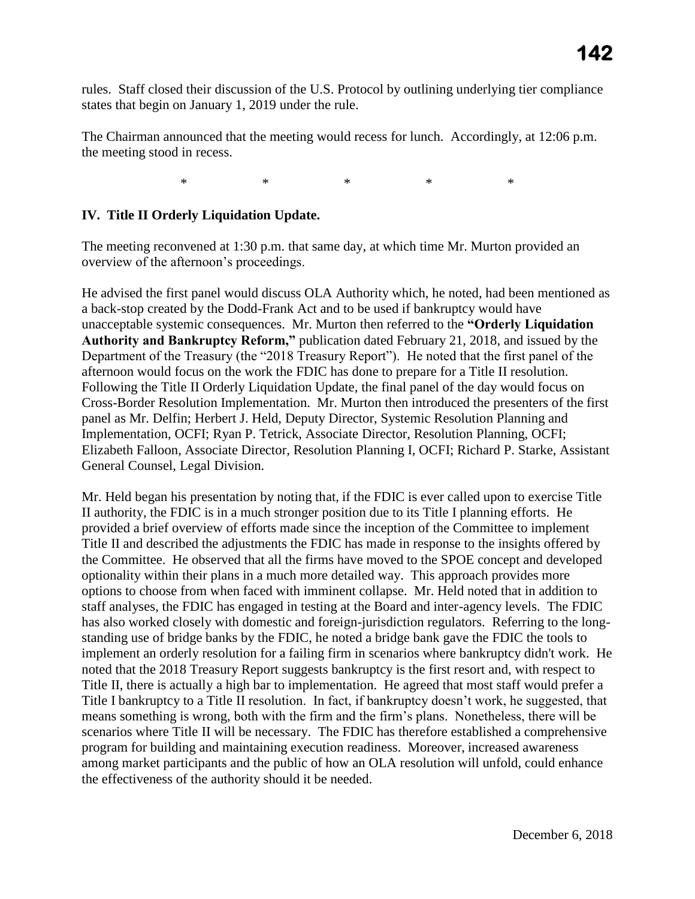rules. Staff closed their discussion of the U.S. Protocol by outlining underlying tier compliance states that begin on January 1, 2019 under the rule.

The Chairman announced that the meeting would recess for lunch. Accordingly, at 12:06 p.m. the meeting stood in recess.

\* \* \* \* \*

**IV. Title II Orderly Liquidation Update.**

The meeting reconvened at 1:30 p.m. that same day, at which time Mr. Murton provided an overview of the afternoon's proceedings.

He advised the first panel would discuss OLA Authority which, he noted, had been mentioned as a back-stop created by the Dodd-Frank Act and to be used if bankruptcy would have unacceptable systemic consequences. Mr. Murton then referred to the **"Orderly Liquidation Authority and Bankruptcy Reform,"** publication dated February 21, 2018, and issued by the Department of the Treasury (the "2018 Treasury Report"). He noted that the first panel of the afternoon would focus on the work the FDIC has done to prepare for a Title II resolution. Following the Title II Orderly Liquidation Update, the final panel of the day would focus on Cross-Border Resolution Implementation. Mr. Murton then introduced the presenters of the first panel as Mr. Delfin; Herbert J. Held, Deputy Director, Systemic Resolution Planning and Implementation, OCFI; Ryan P. Tetrick, Associate Director, Resolution Planning, OCFI; Elizabeth Falloon, Associate Director, Resolution Planning I, OCFI; Richard P. Starke, Assistant General Counsel, Legal Division.

Mr. Held began his presentation by noting that, if the FDIC is ever called upon to exercise Title II authority, the FDIC is in a much stronger position due to its Title I planning efforts. He provided a brief overview of efforts made since the inception of the Committee to implement Title II and described the adjustments the FDIC has made in response to the insights offered by the Committee. He observed that all the firms have moved to the SPOE concept and developed optionality within their plans in a much more detailed way. This approach provides more options to choose from when faced with imminent collapse. Mr. Held noted that in addition to staff analyses, the FDIC has engaged in testing at the Board and inter-agency levels. The FDIC has also worked closely with domestic and foreign-jurisdiction regulators. Referring to the long-standing use of bridge banks by the FDIC, he noted a bridge bank gave the FDIC the tools to implement an orderly resolution for a failing firm in scenarios where bankruptcy didn't work. He noted that the 2018 Treasury Report suggests bankruptcy is the first resort and, with respect to Title II, there is actually a high bar to implementation. He agreed that most staff would prefer a Title I bankruptcy to a Title II resolution. In fact, if bankruptcy doesn't work, he suggested, that means something is wrong, both with the firm and the firm's plans. Nonetheless, there will be scenarios where Title II will be necessary. The FDIC has therefore established a comprehensive program for building and maintaining execution readiness. Moreover, increased awareness among market participants and the public of how an OLA resolution will unfold, could enhance the effectiveness of the authority should it be needed.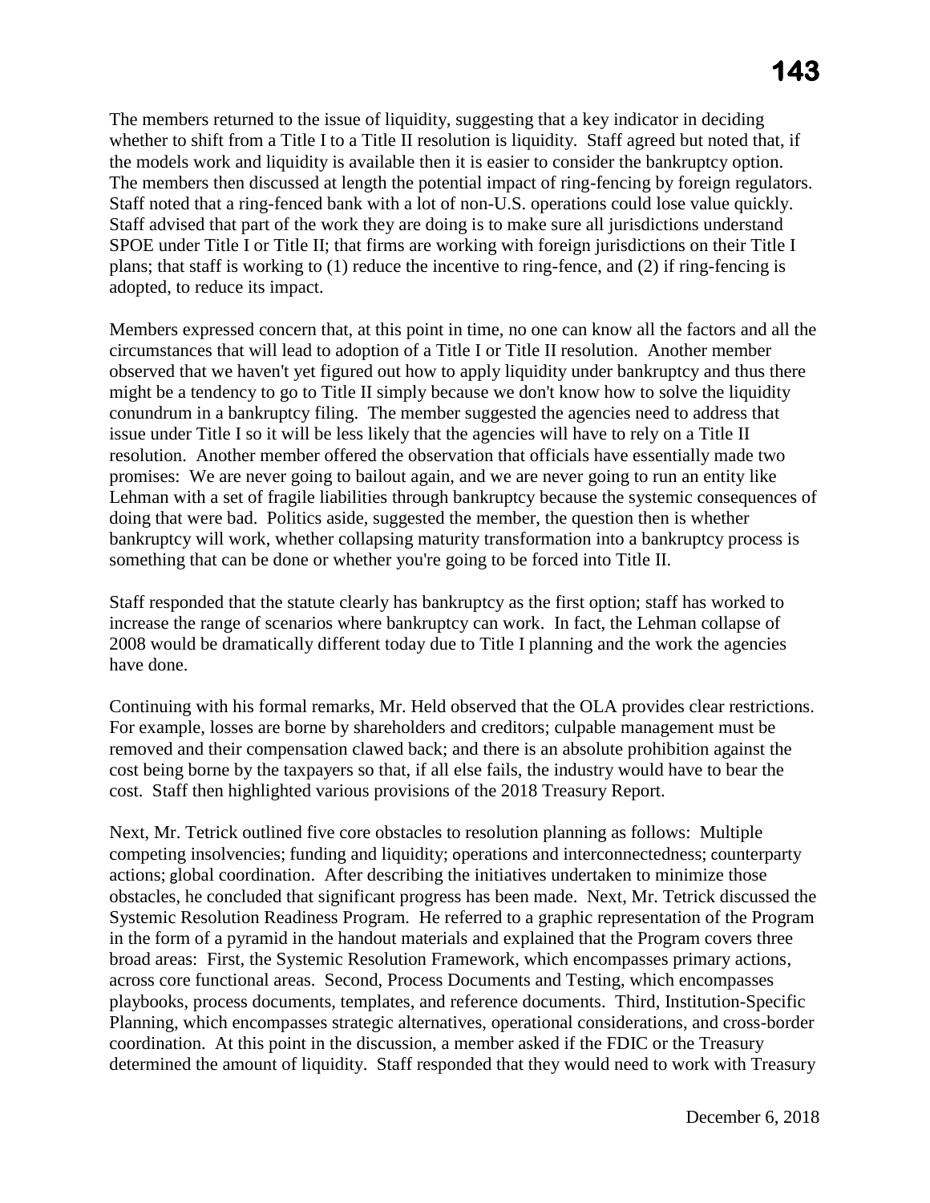The members returned to the issue of liquidity, suggesting that a key indicator in deciding whether to shift from a Title I to a Title II resolution is liquidity. Staff agreed but noted that, if the models work and liquidity is available then it is easier to consider the bankruptcy option. The members then discussed at length the potential impact of ring-fencing by foreign regulators. Staff noted that a ring-fenced bank with a lot of non-U.S. operations could lose value quickly. Staff advised that part of the work they are doing is to make sure all jurisdictions understand SPOE under Title I or Title II; that firms are working with foreign jurisdictions on their Title I plans; that staff is working to (1) reduce the incentive to ring-fence, and (2) if ring-fencing is adopted, to reduce its impact.

Members expressed concern that, at this point in time, no one can know all the factors and all the circumstances that will lead to adoption of a Title I or Title II resolution. Another member observed that we haven't yet figured out how to apply liquidity under bankruptcy and thus there might be a tendency to go to Title II simply because we don't know how to solve the liquidity conundrum in a bankruptcy filing. The member suggested the agencies need to address that issue under Title I so it will be less likely that the agencies will have to rely on a Title II resolution. Another member offered the observation that officials have essentially made two promises: We are never going to bailout again, and we are never going to run an entity like Lehman with a set of fragile liabilities through bankruptcy because the systemic consequences of doing that were bad. Politics aside, suggested the member, the question then is whether bankruptcy will work, whether collapsing maturity transformation into a bankruptcy process is something that can be done or whether you're going to be forced into Title II.

Staff responded that the statute clearly has bankruptcy as the first option; staff has worked to increase the range of scenarios where bankruptcy can work. In fact, the Lehman collapse of 2008 would be dramatically different today due to Title I planning and the work the agencies have done.

Continuing with his formal remarks, Mr. Held observed that the OLA provides clear restrictions. For example, losses are borne by shareholders and creditors; culpable management must be removed and their compensation clawed back; and there is an absolute prohibition against the cost being borne by the taxpayers so that, if all else fails, the industry would have to bear the cost. Staff then highlighted various provisions of the 2018 Treasury Report.

Next, Mr. Tetrick outlined five core obstacles to resolution planning as follows: Multiple competing insolvencies; funding and liquidity; operations and interconnectedness; counterparty actions; global coordination. After describing the initiatives undertaken to minimize those obstacles, he concluded that significant progress has been made. Next, Mr. Tetrick discussed the Systemic Resolution Readiness Program. He referred to a graphic representation of the Program in the form of a pyramid in the handout materials and explained that the Program covers three broad areas: First, the Systemic Resolution Framework, which encompasses primary actions, across core functional areas. Second, Process Documents and Testing, which encompasses playbooks, process documents, templates, and reference documents. Third, Institution-Specific Planning, which encompasses strategic alternatives, operational considerations, and cross-border coordination. At this point in the discussion, a member asked if the FDIC or the Treasury determined the amount of liquidity. Staff responded that they would need to work with Treasury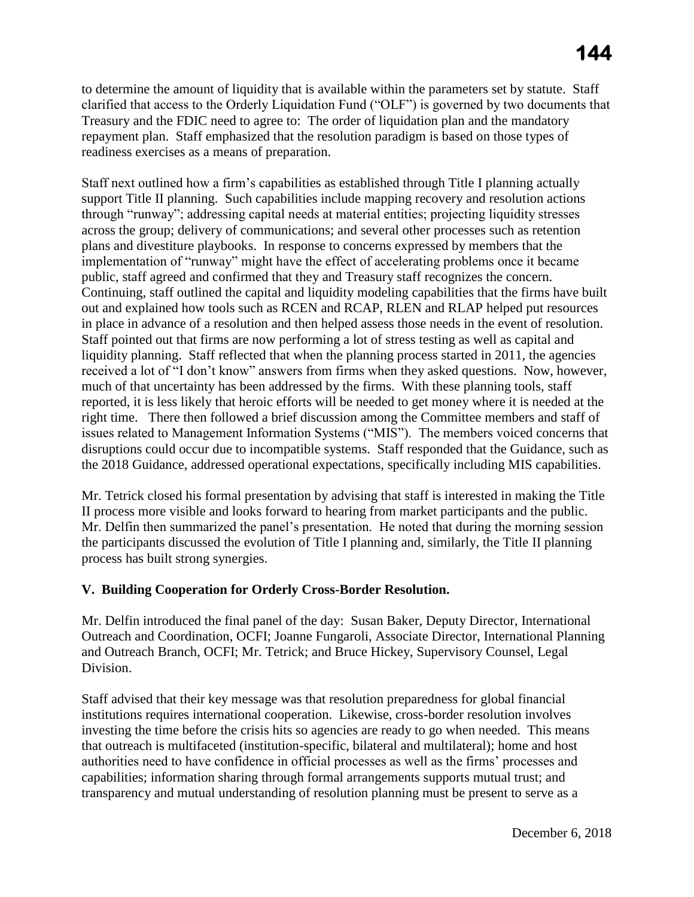to determine the amount of liquidity that is available within the parameters set by statute. Staff clarified that access to the Orderly Liquidation Fund ("OLF") is governed by two documents that Treasury and the FDIC need to agree to: The order of liquidation plan and the mandatory repayment plan. Staff emphasized that the resolution paradigm is based on those types of readiness exercises as a means of preparation.

Staff next outlined how a firm's capabilities as established through Title I planning actually support Title II planning. Such capabilities include mapping recovery and resolution actions through "runway"; addressing capital needs at material entities; projecting liquidity stresses across the group; delivery of communications; and several other processes such as retention plans and divestiture playbooks. In response to concerns expressed by members that the implementation of "runway" might have the effect of accelerating problems once it became public, staff agreed and confirmed that they and Treasury staff recognizes the concern. Continuing, staff outlined the capital and liquidity modeling capabilities that the firms have built out and explained how tools such as RCEN and RCAP, RLEN and RLAP helped put resources in place in advance of a resolution and then helped assess those needs in the event of resolution. Staff pointed out that firms are now performing a lot of stress testing as well as capital and liquidity planning. Staff reflected that when the planning process started in 2011, the agencies received a lot of "I don't know" answers from firms when they asked questions. Now, however, much of that uncertainty has been addressed by the firms. With these planning tools, staff reported, it is less likely that heroic efforts will be needed to get money where it is needed at the right time. There then followed a brief discussion among the Committee members and staff of issues related to Management Information Systems ("MIS"). The members voiced concerns that disruptions could occur due to incompatible systems. Staff responded that the Guidance, such as the 2018 Guidance, addressed operational expectations, specifically including MIS capabilities.

Mr. Tetrick closed his formal presentation by advising that staff is interested in making the Title II process more visible and looks forward to hearing from market participants and the public. Mr. Delfin then summarized the panel's presentation. He noted that during the morning session the participants discussed the evolution of Title I planning and, similarly, the Title II planning process has built strong synergies.

## V. Building Cooperation for Orderly Cross-Border Resolution.

Mr. Delfin introduced the final panel of the day: Susan Baker, Deputy Director, International Outreach and Coordination, OCFI; Joanne Fungaroli, Associate Director, International Planning and Outreach Branch, OCFI; Mr. Tetrick; and Bruce Hickey, Supervisory Counsel, Legal Division.

Staff advised that their key message was that resolution preparedness for global financial institutions requires international cooperation. Likewise, cross-border resolution involves investing the time before the crisis hits so agencies are ready to go when needed. This means that outreach is multifaceted (institution-specific, bilateral and multilateral); home and host authorities need to have confidence in official processes as well as the firms' processes and capabilities; information sharing through formal arrangements supports mutual trust; and transparency and mutual understanding of resolution planning must be present to serve as a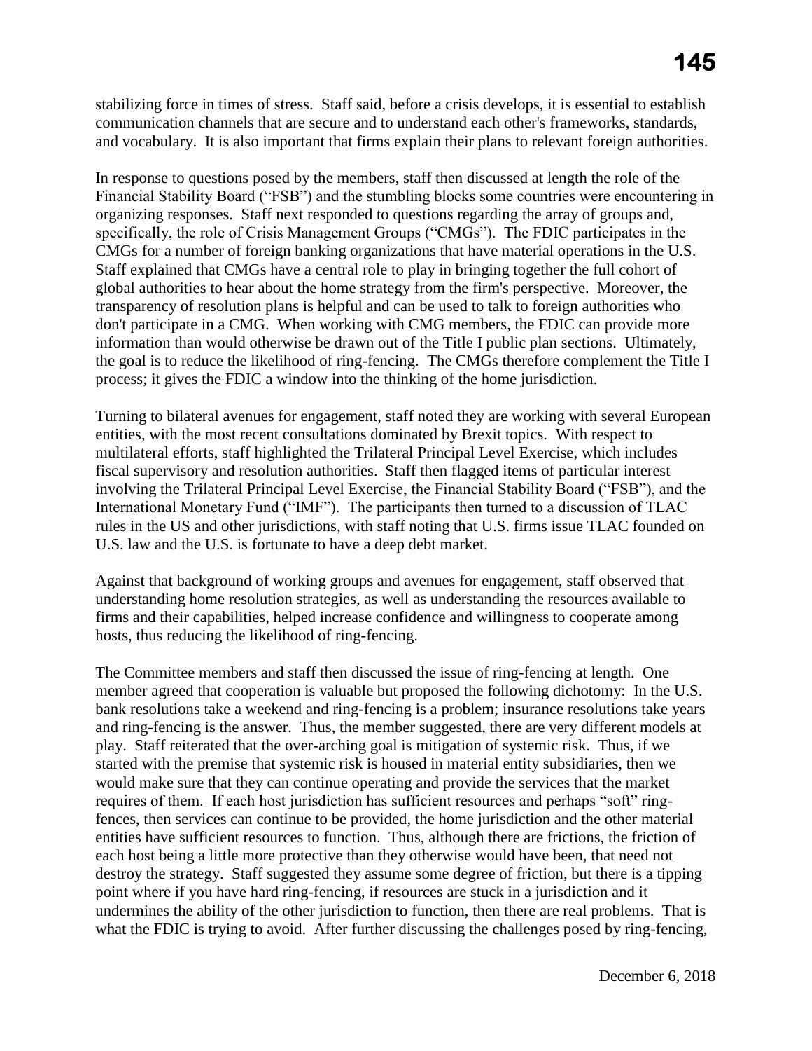stabilizing force in times of stress. Staff said, before a crisis develops, it is essential to establish communication channels that are secure and to understand each other's frameworks, standards, and vocabulary. It is also important that firms explain their plans to relevant foreign authorities.

In response to questions posed by the members, staff then discussed at length the role of the Financial Stability Board ("FSB") and the stumbling blocks some countries were encountering in organizing responses. Staff next responded to questions regarding the array of groups and, specifically, the role of Crisis Management Groups ("CMGs"). The FDIC participates in the CMGs for a number of foreign banking organizations that have material operations in the U.S. Staff explained that CMGs have a central role to play in bringing together the full cohort of global authorities to hear about the home strategy from the firm's perspective. Moreover, the transparency of resolution plans is helpful and can be used to talk to foreign authorities who don't participate in a CMG. When working with CMG members, the FDIC can provide more information than would otherwise be drawn out of the Title I public plan sections. Ultimately, the goal is to reduce the likelihood of ring-fencing. The CMGs therefore complement the Title I process; it gives the FDIC a window into the thinking of the home jurisdiction.

Turning to bilateral avenues for engagement, staff noted they are working with several European entities, with the most recent consultations dominated by Brexit topics. With respect to multilateral efforts, staff highlighted the Trilateral Principal Level Exercise, which includes fiscal supervisory and resolution authorities. Staff then flagged items of particular interest involving the Trilateral Principal Level Exercise, the Financial Stability Board ("FSB"), and the International Monetary Fund ("IMF"). The participants then turned to a discussion of TLAC rules in the US and other jurisdictions, with staff noting that U.S. firms issue TLAC founded on U.S. law and the U.S. is fortunate to have a deep debt market.

Against that background of working groups and avenues for engagement, staff observed that understanding home resolution strategies, as well as understanding the resources available to firms and their capabilities, helped increase confidence and willingness to cooperate among hosts, thus reducing the likelihood of ring-fencing.

The Committee members and staff then discussed the issue of ring-fencing at length. One member agreed that cooperation is valuable but proposed the following dichotomy: In the U.S. bank resolutions take a weekend and ring-fencing is a problem; insurance resolutions take years and ring-fencing is the answer. Thus, the member suggested, there are very different models at play. Staff reiterated that the over-arching goal is mitigation of systemic risk. Thus, if we started with the premise that systemic risk is housed in material entity subsidiaries, then we would make sure that they can continue operating and provide the services that the market requires of them. If each host jurisdiction has sufficient resources and perhaps "soft" ring-fences, then services can continue to be provided, the home jurisdiction and the other material entities have sufficient resources to function. Thus, although there are frictions, the friction of each host being a little more protective than they otherwise would have been, that need not destroy the strategy. Staff suggested they assume some degree of friction, but there is a tipping point where if you have hard ring-fencing, if resources are stuck in a jurisdiction and it undermines the ability of the other jurisdiction to function, then there are real problems. That is what the FDIC is trying to avoid. After further discussing the challenges posed by ring-fencing,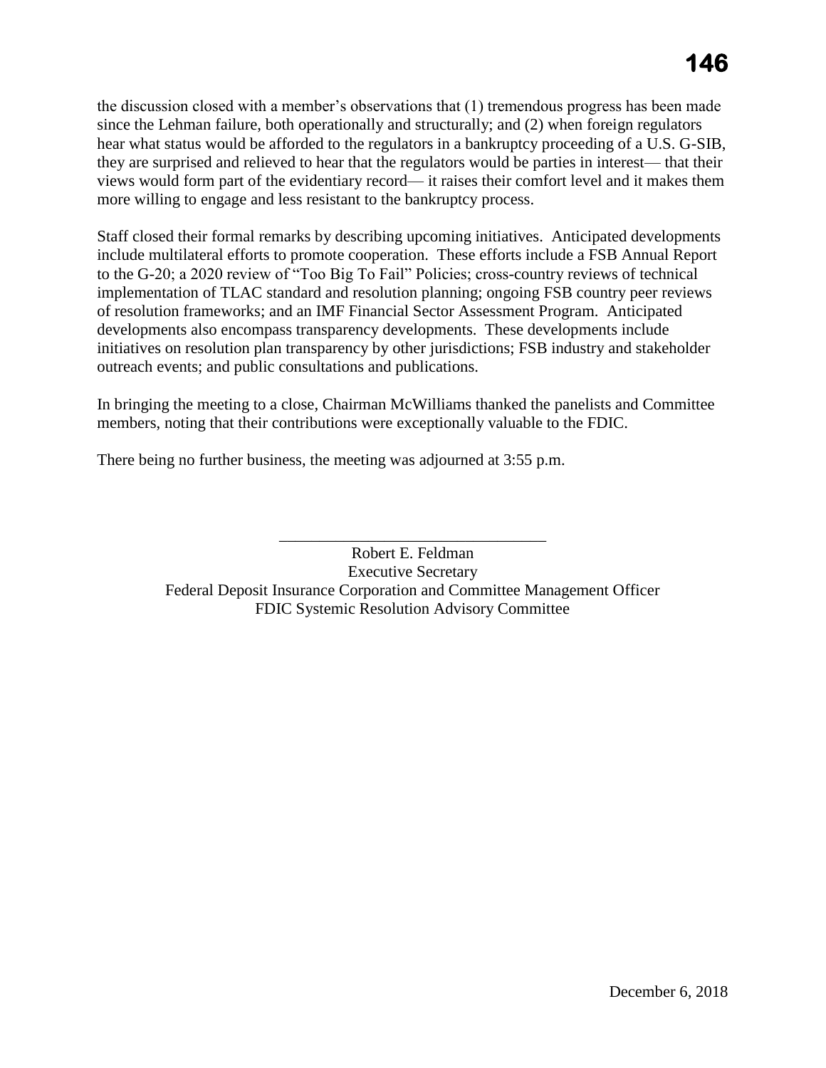the discussion closed with a member's observations that (1) tremendous progress has been made since the Lehman failure, both operationally and structurally; and (2) when foreign regulators hear what status would be afforded to the regulators in a bankruptcy proceeding of a U.S. G-SIB, they are surprised and relieved to hear that the regulators would be parties in interest— that their views would form part of the evidentiary record— it raises their comfort level and it makes them more willing to engage and less resistant to the bankruptcy process.

Staff closed their formal remarks by describing upcoming initiatives. Anticipated developments include multilateral efforts to promote cooperation. These efforts include a FSB Annual Report to the G-20; a 2020 review of "Too Big To Fail" Policies; cross-country reviews of technical implementation of TLAC standard and resolution planning; ongoing FSB country peer reviews of resolution frameworks; and an IMF Financial Sector Assessment Program. Anticipated developments also encompass transparency developments. These developments include initiatives on resolution plan transparency by other jurisdictions; FSB industry and stakeholder outreach events; and public consultations and publications.

In bringing the meeting to a close, Chairman McWilliams thanked the panelists and Committee members, noting that their contributions were exceptionally valuable to the FDIC.

There being no further business, the meeting was adjourned at 3:55 p.m.

\_\_\_\_\_\_\_\_\_\_\_\_\_\_\_\_\_\_\_\_\_\_\_\_\_\_\_\_\_\_\_\_\_

Robert E. Feldman
Executive Secretary
Federal Deposit Insurance Corporation and Committee Management Officer
FDIC Systemic Resolution Advisory Committee

December 6, 2018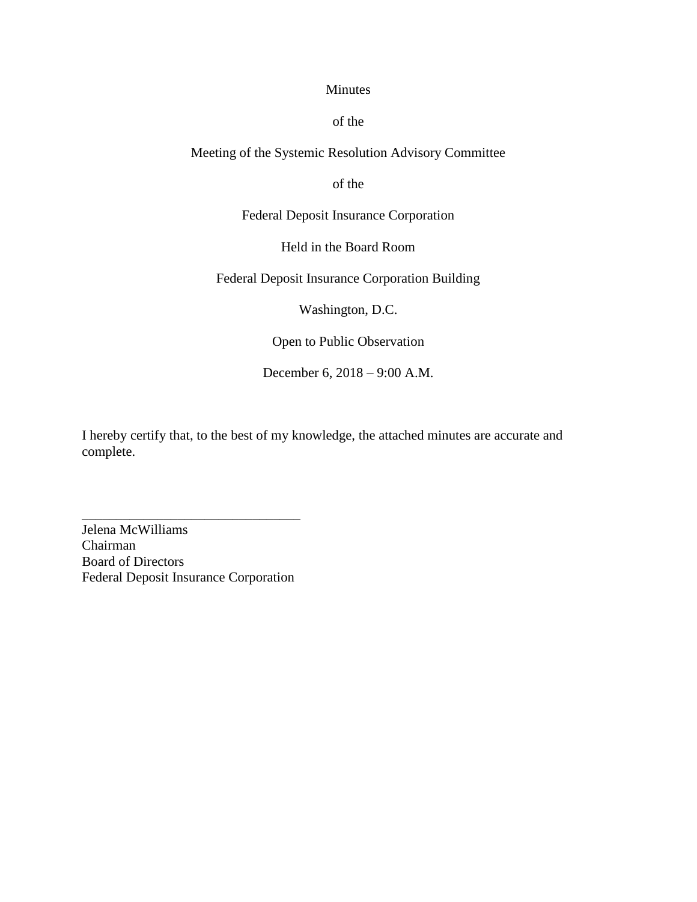Minutes

of the

Meeting of the Systemic Resolution Advisory Committee

of the

Federal Deposit Insurance Corporation

Held in the Board Room

Federal Deposit Insurance Corporation Building

Washington, D.C.

Open to Public Observation

December 6, 2018 – 9:00 A.M.

I hereby certify that, to the best of my knowledge, the attached minutes are accurate and complete.

\_\_\_\_\_\_\_\_\_\_\_\_\_\_\_\_\_\_\_\_\_\_\_\_\_\_\_\_\_\_\_\_

Jelena McWilliams
Chairman
Board of Directors
Federal Deposit Insurance Corporation